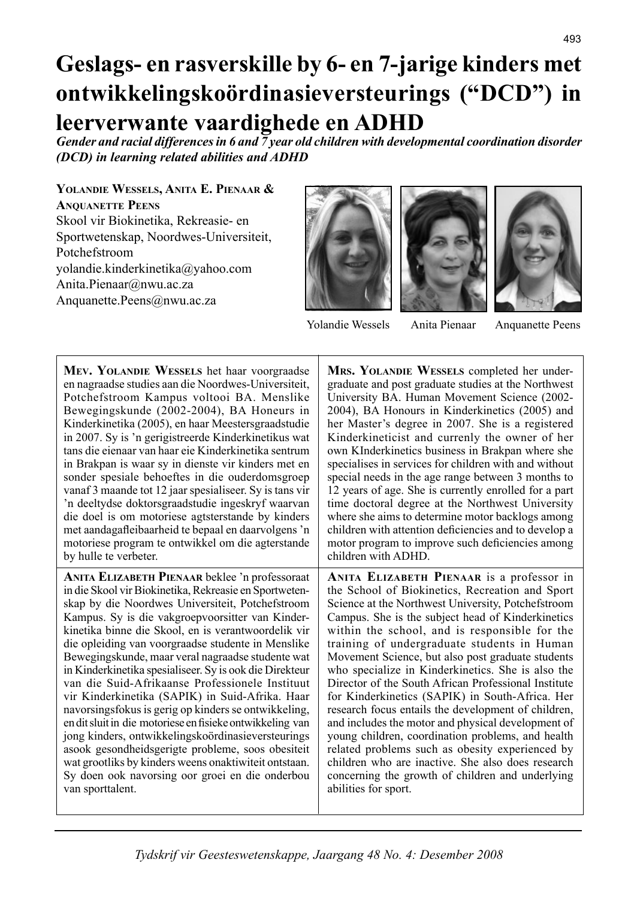# Geslags- en rasverskille by 6- en 7-jarige kinders met ontwikkelingskoördinasieversteurings ("DCD") in leerverwante vaardighede en ADHD

***Gender and racial differences in 6 and 7 year old children with developmental coordination disorder (DCD) in learning related abilities and ADHD***

**Yolandie Wessels, Anita E. Pienaar & Anquanette Peens**

Skool vir Biokinetika, Rekreasie- en Sportwetenskap, Noordwes-Universiteit, Potchefstroom

yolandie.kinderkinetika@yahoo.com

Anita.Pienaar@nwu.ac.za

Anquanette.Peens@nwu.ac.za

Yolandie Wessels    Anita Pienaar    Anquanette Peens

| | |
|---|---|
| **Mev. Yolandie Wessels** het haar voorgraadse en nagraadse studies aan die Noordwes-Universiteit, Potchefstroom Kampus voltooi BA. Menslike Bewegingskunde (2002-2004), BA Honeurs in Kinderkinetika (2005), en haar Meestersgraadstudie in 2007. Sy is 'n gerigistreerde Kinderkinetikus wat tans die eienaar van haar eie Kinderkinetika sentrum in Brakpan is waar sy in dienste vir kinders met en sonder spesiale behoeftes in die ouderdomsgroep vanaf 3 maande tot 12 jaar spesialiseer. Sy is tans vir 'n deeltydse doktorsgraadstudie ingeskryf waarvan die doel is om motoriese agtsterstande by kinders met aandagafleibaarheid te bepaal en daarvolgens 'n motoriese program te ontwikkel om die agterstande by hulle te verbeter. | **Mrs. Yolandie Wessels** completed her undergraduate and post graduate studies at the Northwest University BA. Human Movement Science (2002-2004), BA Honours in Kinderkinetics (2005) and her Master's degree in 2007. She is a registered Kinderkineticist and currenly the owner of her own KInderkinetics business in Brakpan where she specialises in services for children with and without special needs in the age range between 3 months to 12 years of age. She is currently enrolled for a part time doctoral degree at the Northwest University where she aims to determine motor backlogs among children with attention deficiencies and to develop a motor program to improve such deficiencies among children with ADHD. |
| **Anita Elizabeth Pienaar** beklee 'n professoraat in die Skool vir Biokinetika, Rekreasie en Sportwetenskap by die Noordwes Universiteit, Potchefstroom Kampus. Sy is die vakgroepvoorsitter van Kinderkinetika binne die Skool, en is verantwoordelik vir die opleiding van voorgraadse studente in Menslike Bewegingskunde, maar veral nagraadse studente wat in Kinderkinetika spesialiseer. Sy is ook die Direkteur van die Suid-Afrikaanse Professionele Instituut vir Kinderkinetika (SAPIK) in Suid-Afrika. Haar navorsingsfokus is gerig op kinders se ontwikkeling, en dit sluit in die motoriese en fisieke ontwikkeling van jong kinders, ontwikkelingskoördinasieversteurings asook gesondheidsgerigte probleme, soos obesiteit wat grootliks by kinders weens onaktiwiteit ontstaan. Sy doen ook navorsing oor groei en die onderbou van sporttalent. | **Anita Elizabeth Pienaar** is a professor in the School of Biokinetics, Recreation and Sport Science at the Northwest University, Potchefstroom Campus. She is the subject head of Kinderkinetics within the school, and is responsible for the training of undergraduate students in Human Movement Science, but also post graduate students who specialize in Kinderkinetics. She is also the Director of the South African Professional Institute for Kinderkinetics (SAPIK) in South-Africa. Her research focus entails the development of children, and includes the motor and physical development of young children, coordination problems, and health related problems such as obesity experienced by children who are inactive. She also does research concerning the growth of children and underlying abilities for sport. |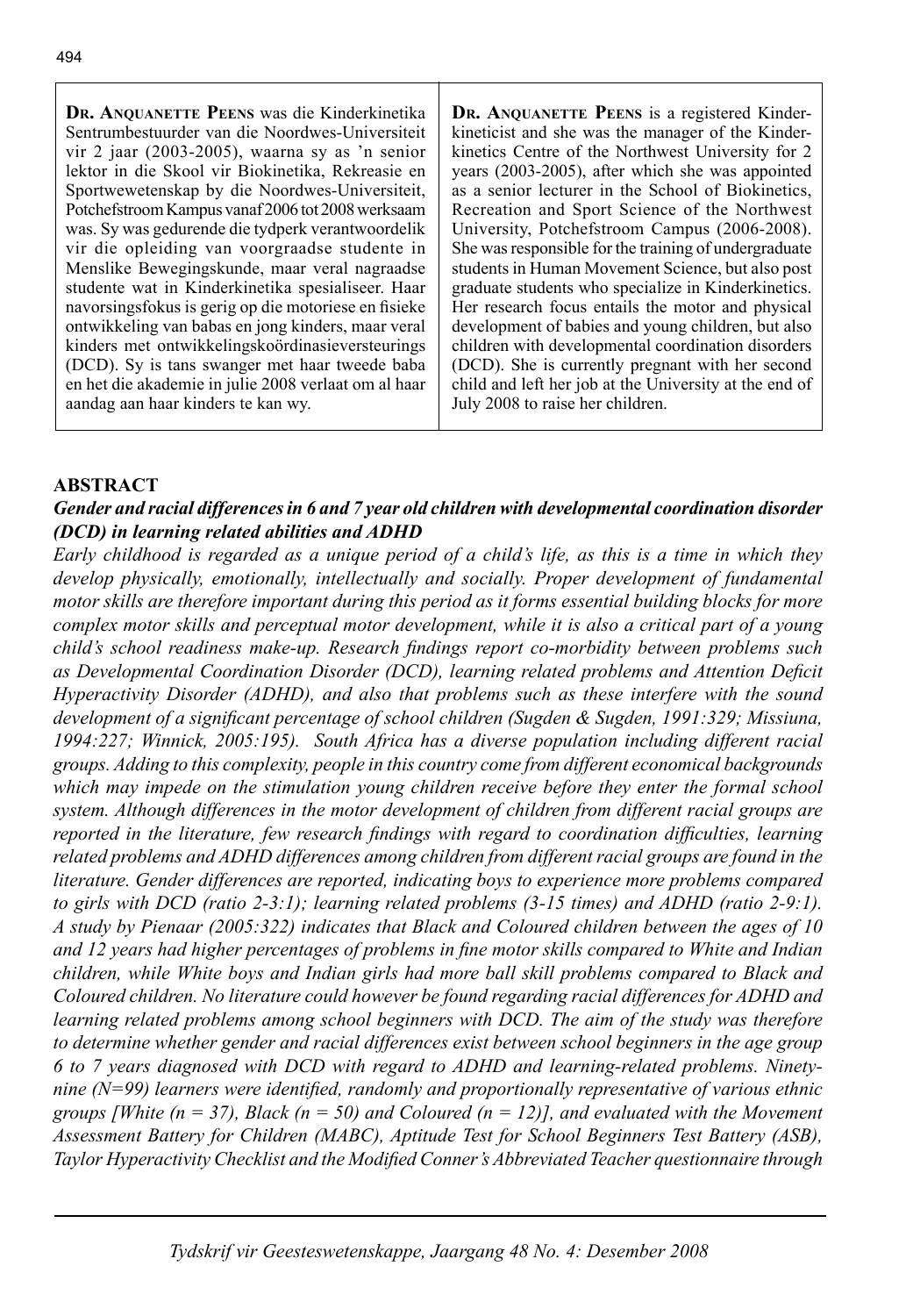| | |
|---|---|
| **Dr. Anquanette Peens** was die Kinderkinetika Sentrumbestuurder van die Noordwes-Universiteit vir 2 jaar (2003-2005), waarna sy as 'n senior lektor in die Skool vir Biokinetika, Rekreasie en Sportwewetenskap by die Noordwes-Universiteit, Potchefstroom Kampus vanaf 2006 tot 2008 werksaam was. Sy was gedurende die tydperk verantwoordelik vir die opleiding van voorgraadse studente in Menslike Bewegingskunde, maar veral nagraadse studente wat in Kinderkinetika spesialiseer. Haar navorsingsfokus is gerig op die motoriese en fisieke ontwikkeling van babas en jong kinders, maar veral kinders met ontwikkelingskoördinasieversteurings (DCD). Sy is tans swanger met haar tweede baba en het die akademie in julie 2008 verlaat om al haar aandag aan haar kinders te kan wy. | **Dr. Anquanette Peens** is a registered Kinderkineticist and she was the manager of the Kinderkinetics Centre of the Northwest University for 2 years (2003-2005), after which she was appointed as a senior lecturer in the School of Biokinetics, Recreation and Sport Science of the Northwest University, Potchefstroom Campus (2006-2008). She was responsible for the training of undergraduate students in Human Movement Science, but also post graduate students who specialize in Kinderkinetics. Her research focus entails the motor and physical development of babies and young children, but also children with developmental coordination disorders (DCD). She is currently pregnant with her second child and left her job at the University at the end of July 2008 to raise her children. |

## ABSTRACT

### *Gender and racial differences in 6 and 7 year old children with developmental coordination disorder (DCD) in learning related abilities and ADHD*

*Early childhood is regarded as a unique period of a child's life, as this is a time in which they develop physically, emotionally, intellectually and socially. Proper development of fundamental motor skills are therefore important during this period as it forms essential building blocks for more complex motor skills and perceptual motor development, while it is also a critical part of a young child's school readiness make-up. Research findings report co-morbidity between problems such as Developmental Coordination Disorder (DCD), learning related problems and Attention Deficit Hyperactivity Disorder (ADHD), and also that problems such as these interfere with the sound development of a significant percentage of school children (Sugden & Sugden, 1991:329; Missiuna, 1994:227; Winnick, 2005:195). South Africa has a diverse population including different racial groups. Adding to this complexity, people in this country come from different economical backgrounds which may impede on the stimulation young children receive before they enter the formal school system. Although differences in the motor development of children from different racial groups are reported in the literature, few research findings with regard to coordination difficulties, learning related problems and ADHD differences among children from different racial groups are found in the literature. Gender differences are reported, indicating boys to experience more problems compared to girls with DCD (ratio 2-3:1); learning related problems (3-15 times) and ADHD (ratio 2-9:1). A study by Pienaar (2005:322) indicates that Black and Coloured children between the ages of 10 and 12 years had higher percentages of problems in fine motor skills compared to White and Indian children, while White boys and Indian girls had more ball skill problems compared to Black and Coloured children. No literature could however be found regarding racial differences for ADHD and learning related problems among school beginners with DCD. The aim of the study was therefore to determine whether gender and racial differences exist between school beginners in the age group 6 to 7 years diagnosed with DCD with regard to ADHD and learning-related problems. Ninety-nine (N=99) learners were identified, randomly and proportionally representative of various ethnic groups [White (n = 37), Black (n = 50) and Coloured (n = 12)], and evaluated with the Movement Assessment Battery for Children (MABC), Aptitude Test for School Beginners Test Battery (ASB), Taylor Hyperactivity Checklist and the Modified Conner's Abbreviated Teacher questionnaire through*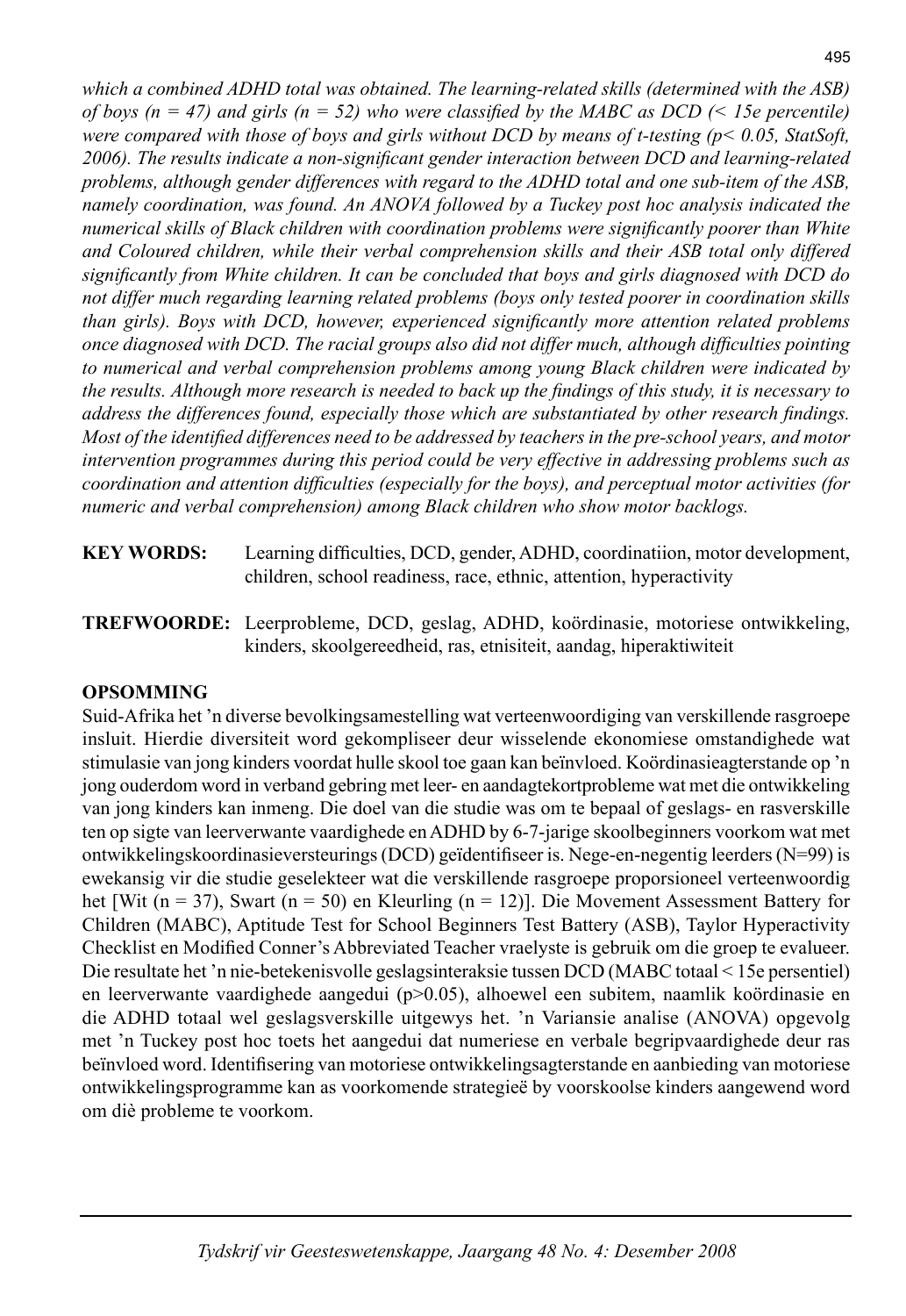*which a combined ADHD total was obtained. The learning-related skills (determined with the ASB) of boys (n = 47) and girls (n = 52) who were classified by the MABC as DCD (< 15e percentile) were compared with those of boys and girls without DCD by means of t-testing (p< 0.05, StatSoft, 2006). The results indicate a non-significant gender interaction between DCD and learning-related problems, although gender differences with regard to the ADHD total and one sub-item of the ASB, namely coordination, was found. An ANOVA followed by a Tuckey post hoc analysis indicated the numerical skills of Black children with coordination problems were significantly poorer than White and Coloured children, while their verbal comprehension skills and their ASB total only differed significantly from White children. It can be concluded that boys and girls diagnosed with DCD do not differ much regarding learning related problems (boys only tested poorer in coordination skills than girls). Boys with DCD, however, experienced significantly more attention related problems once diagnosed with DCD. The racial groups also did not differ much, although difficulties pointing to numerical and verbal comprehension problems among young Black children were indicated by the results. Although more research is needed to back up the findings of this study, it is necessary to address the differences found, especially those which are substantiated by other research findings. Most of the identified differences need to be addressed by teachers in the pre-school years, and motor intervention programmes during this period could be very effective in addressing problems such as coordination and attention difficulties (especially for the boys), and perceptual motor activities (for numeric and verbal comprehension) among Black children who show motor backlogs.*

**KEY WORDS:** Learning difficulties, DCD, gender, ADHD, coordinatiion, motor development, children, school readiness, race, ethnic, attention, hyperactivity

**TREFWOORDE:** Leerprobleme, DCD, geslag, ADHD, koördinasie, motoriese ontwikkeling, kinders, skoolgereedheid, ras, etnisiteit, aandag, hiperaktiwiteit

## OPSOMMING

Suid-Afrika het 'n diverse bevolkingsamestelling wat verteenwoordiging van verskillende rasgroepe insluit. Hierdie diversiteit word gekompliseer deur wisselende ekonomiese omstandighede wat stimulasie van jong kinders voordat hulle skool toe gaan kan beïnvloed. Koördinasieagterstande op 'n jong ouderdom word in verband gebring met leer- en aandagtekortprobleme wat met die ontwikkeling van jong kinders kan inmeng. Die doel van die studie was om te bepaal of geslags- en rasverskille ten op sigte van leerverwante vaardighede en ADHD by 6-7-jarige skoolbeginners voorkom wat met ontwikkelingskoordinasieversteurings (DCD) geïdentifiseer is. Nege-en-negentig leerders (N=99) is ewekansig vir die studie geselekteer wat die verskillende rasgroepe proporsioneel verteenwoordig het [Wit (n = 37), Swart (n = 50) en Kleurling (n = 12)]. Die Movement Assessment Battery for Children (MABC), Aptitude Test for School Beginners Test Battery (ASB), Taylor Hyperactivity Checklist en Modified Conner's Abbreviated Teacher vraelyste is gebruik om die groep te evalueer. Die resultate het 'n nie-betekenisvolle geslagsinteraksie tussen DCD (MABC totaal < 15e persentiel) en leerverwante vaardighede aangedui (p>0.05), alhoewel een subitem, naamlik koördinasie en die ADHD totaal wel geslagsverskille uitgewys het. 'n Variansie analise (ANOVA) opgevolg met 'n Tuckey post hoc toets het aangedui dat numeriese en verbale begripvaardighede deur ras beïnvloed word. Identifisering van motoriese ontwikkelingsagterstande en aanbieding van motoriese ontwikkelingsprogramme kan as voorkomende strategieë by voorskoolse kinders aangewend word om diè probleme te voorkom.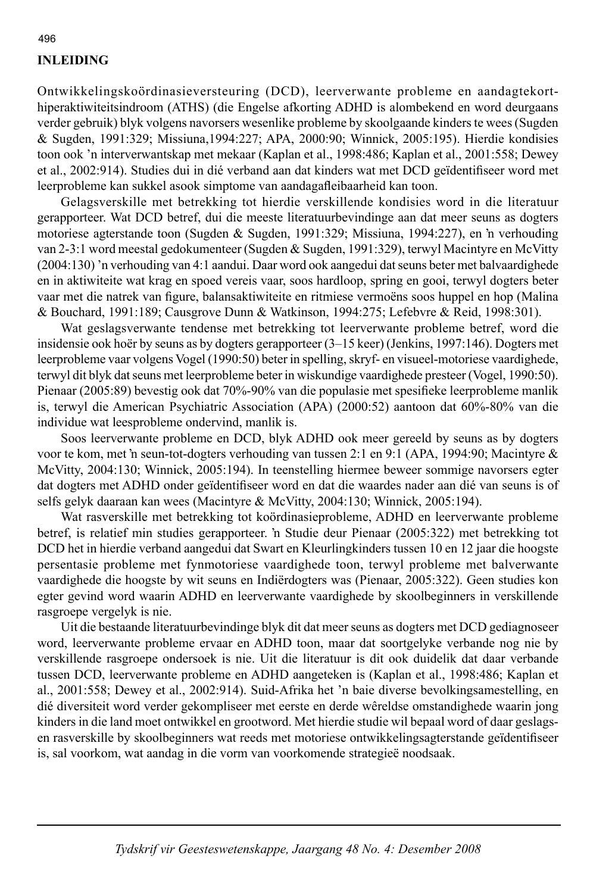## INLEIDING

Ontwikkelingskoördinasieversteuring (DCD), leerverwante probleme en aandagtekort-hiperaktiwiteitsindroom (ATHS) (die Engelse afkorting ADHD is alombekend en word deurgaans verder gebruik) blyk volgens navorsers wesenlike probleme by skoolgaande kinders te wees (Sugden & Sugden, 1991:329; Missiuna,1994:227; APA, 2000:90; Winnick, 2005:195). Hierdie kondisies toon ook 'n interverwantskap met mekaar (Kaplan et al., 1998:486; Kaplan et al., 2001:558; Dewey et al., 2002:914). Studies dui in dié verband aan dat kinders wat met DCD geïdentifiseer word met leerprobleme kan sukkel asook simptome van aandagafleibaarheid kan toon.

Gelagsverskille met betrekking tot hierdie verskillende kondisies word in die literatuur gerapporteer. Wat DCD betref, dui die meeste literatuurbevindinge aan dat meer seuns as dogters motoriese agterstande toon (Sugden & Sugden, 1991:329; Missiuna, 1994:227), en 'n verhouding van 2-3:1 word meestal gedokumenteer (Sugden & Sugden, 1991:329), terwyl Macintyre en McVitty (2004:130) 'n verhouding van 4:1 aandui. Daar word ook aangedui dat seuns beter met balvaardighede en in aktiwiteite wat krag en spoed vereis vaar, soos hardloop, spring en gooi, terwyl dogters beter vaar met die natrek van figure, balansaktiwiteite en ritmiese vermoëns soos huppel en hop (Malina & Bouchard, 1991:189; Causgrove Dunn & Watkinson, 1994:275; Lefebvre & Reid, 1998:301).

Wat geslagsverwante tendense met betrekking tot leerverwante probleme betref, word die insidensie ook hoër by seuns as by dogters gerapporteer (3–15 keer) (Jenkins, 1997:146). Dogters met leerprobleme vaar volgens Vogel (1990:50) beter in spelling, skryf- en visueel-motoriese vaardighede, terwyl dit blyk dat seuns met leerprobleme beter in wiskundige vaardighede presteer (Vogel, 1990:50). Pienaar (2005:89) bevestig ook dat 70%-90% van die populasie met spesifieke leerprobleme manlik is, terwyl die American Psychiatric Association (APA) (2000:52) aantoon dat 60%-80% van die individue wat leesprobleme ondervind, manlik is.

Soos leerverwante probleme en DCD, blyk ADHD ook meer gereeld by seuns as by dogters voor te kom, met 'n seun-tot-dogters verhouding van tussen 2:1 en 9:1 (APA, 1994:90; Macintyre & McVitty, 2004:130; Winnick, 2005:194). In teenstelling hiermee beweer sommige navorsers egter dat dogters met ADHD onder geïdentifiseer word en dat die waardes nader aan dié van seuns is of selfs gelyk daaraan kan wees (Macintyre & McVitty, 2004:130; Winnick, 2005:194).

Wat rasverskille met betrekking tot koördinasieprobleme, ADHD en leerverwante probleme betref, is relatief min studies gerapporteer. 'n Studie deur Pienaar (2005:322) met betrekking tot DCD het in hierdie verband aangedui dat Swart en Kleurlingkinders tussen 10 en 12 jaar die hoogste persentasie probleme met fynmotoriese vaardighede toon, terwyl probleme met balverwante vaardighede die hoogste by wit seuns en Indiërdogters was (Pienaar, 2005:322). Geen studies kon egter gevind word waarin ADHD en leerverwante vaardighede by skoolbeginners in verskillende rasgroepe vergelyk is nie.

Uit die bestaande literatuurbevindinge blyk dit dat meer seuns as dogters met DCD gediagnoseer word, leerverwante probleme ervaar en ADHD toon, maar dat soortgelyke verbande nog nie by verskillende rasgroepe ondersoek is nie. Uit die literatuur is dit ook duidelik dat daar verbande tussen DCD, leerverwante probleme en ADHD aangeteken is (Kaplan et al., 1998:486; Kaplan et al., 2001:558; Dewey et al., 2002:914). Suid-Afrika het 'n baie diverse bevolkingsamestelling, en dié diversiteit word verder gekompliseer met eerste en derde wêreldse omstandighede waarin jong kinders in die land moet ontwikkel en grootword. Met hierdie studie wil bepaal word of daar geslags- en rasverskille by skoolbeginners wat reeds met motoriese ontwikkelingsagterstande geïdentifiseer is, sal voorkom, wat aandag in die vorm van voorkomende strategieë noodsaak.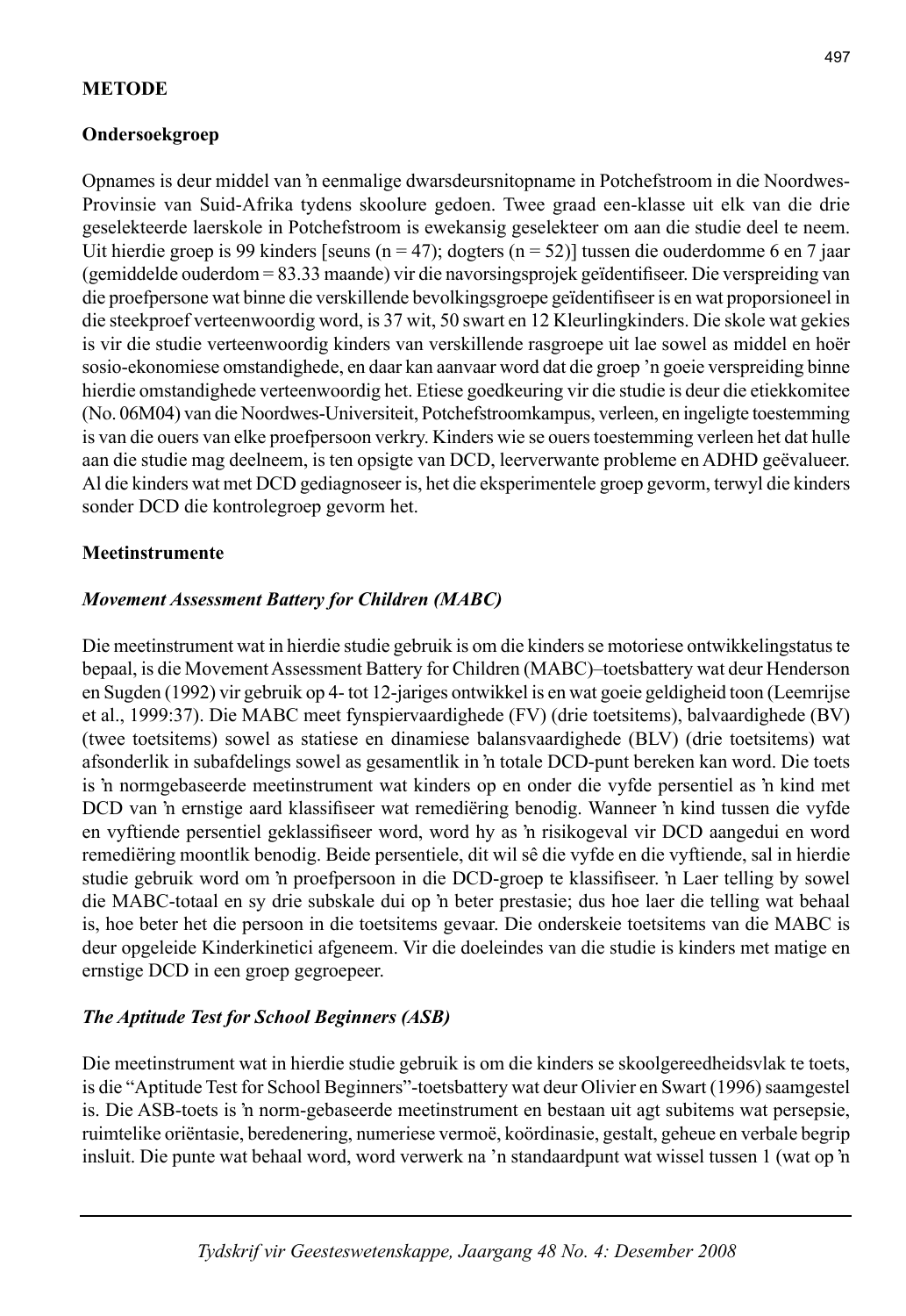## METODE

### Ondersoekgroep

Opnames is deur middel van 'n eenmalige dwarsdeursnitopname in Potchefstroom in die Noordwes-Provinsie van Suid-Afrika tydens skoolure gedoen. Twee graad een-klasse uit elk van die drie geselekteerde laerskole in Potchefstroom is ewekansig geselekteer om aan die studie deel te neem. Uit hierdie groep is 99 kinders [seuns (n = 47); dogters (n = 52)] tussen die ouderdomme 6 en 7 jaar (gemiddelde ouderdom = 83.33 maande) vir die navorsingsprojek geïdentifiseer. Die verspreiding van die proefpersone wat binne die verskillende bevolkingsgroepe geïdentifiseer is en wat proporsioneel in die steekproef verteenwoordig word, is 37 wit, 50 swart en 12 Kleurlingkinders. Die skole wat gekies is vir die studie verteenwoordig kinders van verskillende rasgroepe uit lae sowel as middel en hoër sosio-ekonomiese omstandighede, en daar kan aanvaar word dat die groep 'n goeie verspreiding binne hierdie omstandighede verteenwoordig het. Etiese goedkeuring vir die studie is deur die etiekkomitee (No. 06M04) van die Noordwes-Universiteit, Potchefstroomkampus, verleen, en ingeligte toestemming is van die ouers van elke proefpersoon verkry. Kinders wie se ouers toestemming verleen het dat hulle aan die studie mag deelneem, is ten opsigte van DCD, leerverwante probleme en ADHD geëvalueer. Al die kinders wat met DCD gediagnoseer is, het die eksperimentele groep gevorm, terwyl die kinders sonder DCD die kontrolegroep gevorm het.

### Meetinstrumente

#### *Movement Assessment Battery for Children (MABC)*

Die meetinstrument wat in hierdie studie gebruik is om die kinders se motoriese ontwikkelingstatus te bepaal, is die Movement Assessment Battery for Children (MABC)–toetsbattery wat deur Henderson en Sugden (1992) vir gebruik op 4- tot 12-jariges ontwikkel is en wat goeie geldigheid toon (Leemrijse et al., 1999:37). Die MABC meet fynspiervaardighede (FV) (drie toetsitems), balvaardighede (BV) (twee toetsitems) sowel as statiese en dinamiese balansvaardighede (BLV) (drie toetsitems) wat afsonderlik in subafdelings sowel as gesamentlik in 'n totale DCD-punt bereken kan word. Die toets is 'n normgebaseerde meetinstrument wat kinders op en onder die vyfde persentiel as 'n kind met DCD van 'n ernstige aard klassifiseer wat remediëring benodig. Wanneer 'n kind tussen die vyfde en vyftiende persentiel geklassifiseer word, word hy as 'n risikogeval vir DCD aangedui en word remediëring moontlik benodig. Beide persentiele, dit wil sê die vyfde en die vyftiende, sal in hierdie studie gebruik word om 'n proefpersoon in die DCD-groep te klassifiseer. 'n Laer telling by sowel die MABC-totaal en sy drie subskale dui op 'n beter prestasie; dus hoe laer die telling wat behaal is, hoe beter het die persoon in die toetsitems gevaar. Die onderskeie toetsitems van die MABC is deur opgeleide Kinderkinetici afgeneem. Vir die doeleindes van die studie is kinders met matige en ernstige DCD in een groep gegroepeer.

#### *The Aptitude Test for School Beginners (ASB)*

Die meetinstrument wat in hierdie studie gebruik is om die kinders se skoolgereedheidsvlak te toets, is die "Aptitude Test for School Beginners"-toetsbattery wat deur Olivier en Swart (1996) saamgestel is. Die ASB-toets is 'n norm-gebaseerde meetinstrument en bestaan uit agt subitems wat persepsie, ruimtelike oriëntasie, beredenering, numeriese vermoë, koördinasie, gestalt, geheue en verbale begrip insluit. Die punte wat behaal word, word verwerk na 'n standaardpunt wat wissel tussen 1 (wat op 'n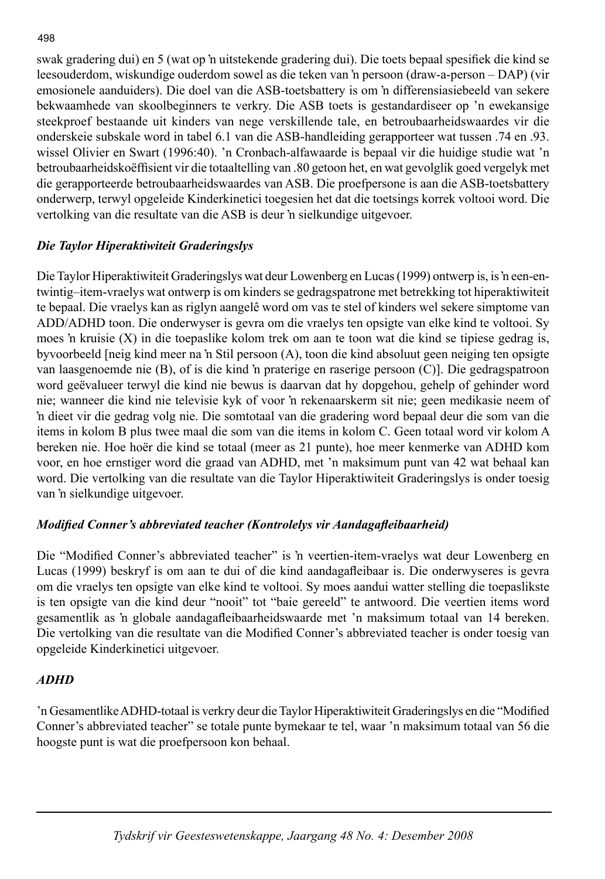swak gradering dui) en 5 (wat op 'n uitstekende gradering dui). Die toets bepaal spesifiek die kind se leesouderdom, wiskundige ouderdom sowel as die teken van 'n persoon (draw-a-person – DAP) (vir emosionele aanduiders). Die doel van die ASB-toetsbattery is om 'n differensiasiebeeld van sekere bekwaamhede van skoolbeginners te verkry. Die ASB toets is gestandardiseer op 'n ewekansige steekproef bestaande uit kinders van nege verskillende tale, en betroubaarheidswaardes vir die onderskeie subskale word in tabel 6.1 van die ASB-handleiding gerapporteer wat tussen .74 en .93. wissel Olivier en Swart (1996:40). 'n Cronbach-alfawaarde is bepaal vir die huidige studie wat 'n betroubaarheidskoëffisient vir die totaaltelling van .80 getoon het, en wat gevolglik goed vergelyk met die gerapporteerde betroubaarheidswaardes van ASB. Die proefpersone is aan die ASB-toetsbattery onderwerp, terwyl opgeleide Kinderkinetici toegesien het dat die toetsings korrek voltooi word. Die vertolking van die resultate van die ASB is deur 'n sielkundige uitgevoer.

### *Die Taylor Hiperaktiwiteit Graderingslys*

Die Taylor Hiperaktiwiteit Graderingslys wat deur Lowenberg en Lucas (1999) ontwerp is, is 'n een-en-twintig–item-vraelys wat ontwerp is om kinders se gedragspatrone met betrekking tot hiperaktiwiteit te bepaal. Die vraelys kan as riglyn aangelê word om vas te stel of kinders wel sekere simptome van ADD/ADHD toon. Die onderwyser is gevra om die vraelys ten opsigte van elke kind te voltooi. Sy moes 'n kruisie (X) in die toepaslike kolom trek om aan te toon wat die kind se tipiese gedrag is, byvoorbeeld [neig kind meer na 'n Stil persoon (A), toon die kind absoluut geen neiging ten opsigte van laasgenoemde nie (B), of is die kind 'n praterige en raserige persoon (C)]. Die gedragspatroon word geëvalueer terwyl die kind nie bewus is daarvan dat hy dopgehou, gehelp of gehinder word nie; wanneer die kind nie televisie kyk of voor 'n rekenaarskerm sit nie; geen medikasie neem of 'n dieet vir die gedrag volg nie. Die somtotaal van die gradering word bepaal deur die som van die items in kolom B plus twee maal die som van die items in kolom C. Geen totaal word vir kolom A bereken nie. Hoe hoër die kind se totaal (meer as 21 punte), hoe meer kenmerke van ADHD kom voor, en hoe ernstiger word die graad van ADHD, met 'n maksimum punt van 42 wat behaal kan word. Die vertolking van die resultate van die Taylor Hiperaktiwiteit Graderingslys is onder toesig van 'n sielkundige uitgevoer.

### *Modified Conner's abbreviated teacher (Kontrolelys vir Aandagafleibaarheid)*

Die "Modified Conner's abbreviated teacher" is 'n veertien-item-vraelys wat deur Lowenberg en Lucas (1999) beskryf is om aan te dui of die kind aandagafleibaar is. Die onderwyseres is gevra om die vraelys ten opsigte van elke kind te voltooi. Sy moes aandui watter stelling die toepaslikste is ten opsigte van die kind deur "nooit" tot "baie gereeld" te antwoord. Die veertien items word gesamentlik as 'n globale aandagafleibaarheidswaarde met 'n maksimum totaal van 14 bereken. Die vertolking van die resultate van die Modified Conner's abbreviated teacher is onder toesig van opgeleide Kinderkinetici uitgevoer.

### *ADHD*

'n Gesamentlike ADHD-totaal is verkry deur die Taylor Hiperaktiwiteit Graderingslys en die "Modified Conner's abbreviated teacher" se totale punte bymekaar te tel, waar 'n maksimum totaal van 56 die hoogste punt is wat die proefpersoon kon behaal.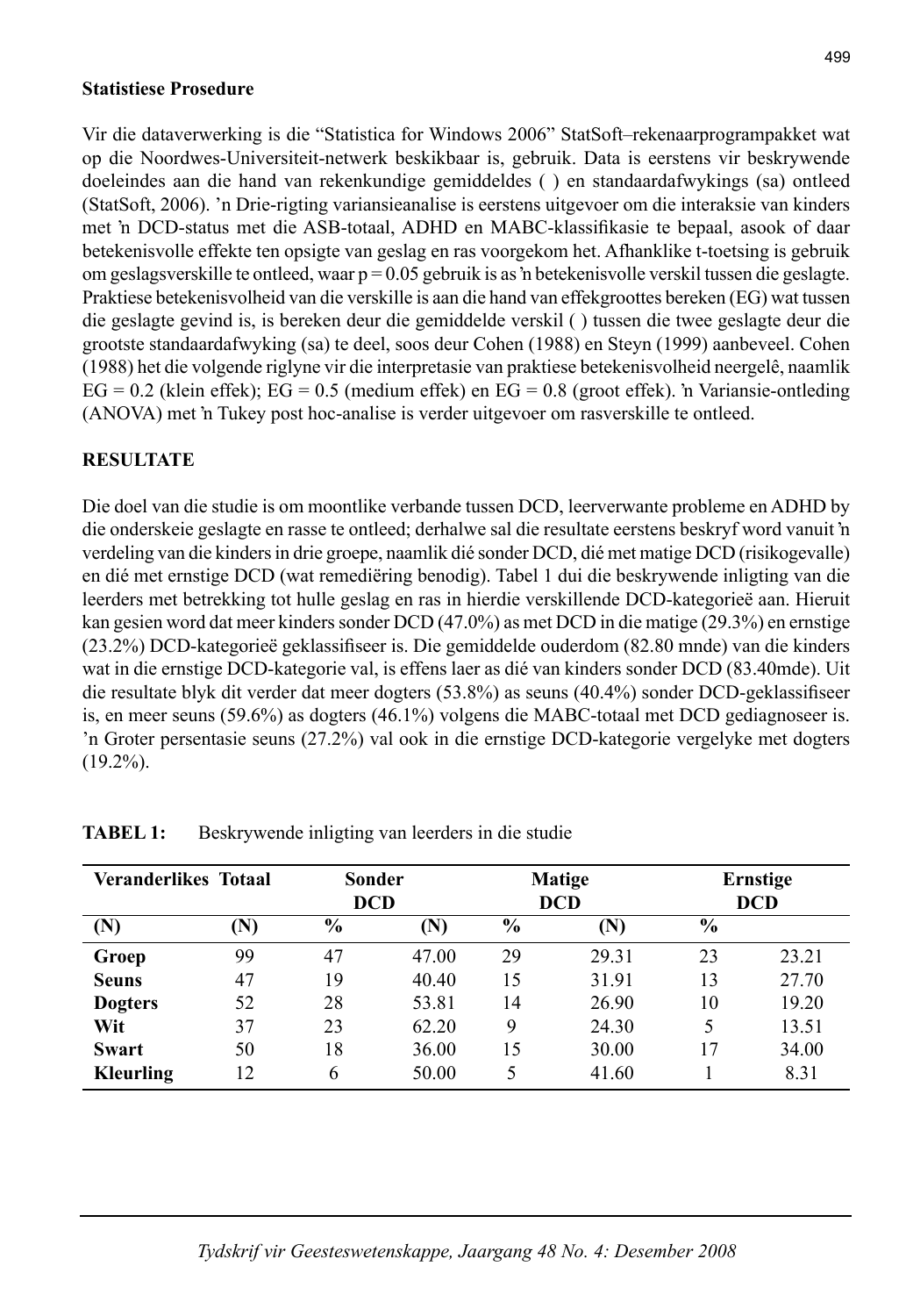**Statistiese Prosedure**

Vir die dataverwerking is die "Statistica for Windows 2006" StatSoft–rekenaarprogrampakket wat op die Noordwes-Universiteit-netwerk beskikbaar is, gebruik. Data is eerstens vir beskrywende doeleindes aan die hand van rekenkundige gemiddeldes ( ) en standaardafwykings (sa) ontleed (StatSoft, 2006). 'n Drie-rigting variansieanalise is eerstens uitgevoer om die interaksie van kinders met 'n DCD-status met die ASB-totaal, ADHD en MABC-klassifikasie te bepaal, asook of daar betekenisvolle effekte ten opsigte van geslag en ras voorgekom het. Afhanklike t-toetsing is gebruik om geslagsverskille te ontleed, waar $p = 0.05$ gebruik is as 'n betekenisvolle verskil tussen die geslagte. Praktiese betekenisvolheid van die verskille is aan die hand van effekgroottes bereken (EG) wat tussen die geslagte gevind is, is bereken deur die gemiddelde verskil ( ) tussen die twee geslagte deur die grootste standaardafwyking (sa) te deel, soos deur Cohen (1988) en Steyn (1999) aanbeveel. Cohen (1988) het die volgende riglyne vir die interpretasie van praktiese betekenisvolheid neergelê, naamlik EG = 0.2 (klein effek); EG = 0.5 (medium effek) en EG = 0.8 (groot effek). 'n Variansie-ontleding (ANOVA) met 'n Tukey post hoc-analise is verder uitgevoer om rasverskille te ontleed.

## RESULTATE

Die doel van die studie is om moontlike verbande tussen DCD, leerverwante probleme en ADHD by die onderskeie geslagte en rasse te ontleed; derhalwe sal die resultate eerstens beskryf word vanuit 'n verdeling van die kinders in drie groepe, naamlik dié sonder DCD, dié met matige DCD (risikogevalle) en dié met ernstige DCD (wat remediëring benodig). Tabel 1 dui die beskrywende inligting van die leerders met betrekking tot hulle geslag en ras in hierdie verskillende DCD-kategorieë aan. Hieruit kan gesien word dat meer kinders sonder DCD (47.0%) as met DCD in die matige (29.3%) en ernstige (23.2%) DCD-kategorieë geklassifiseer is. Die gemiddelde ouderdom (82.80 mnde) van die kinders wat in die ernstige DCD-kategorie val, is effens laer as dié van kinders sonder DCD (83.40mde). Uit die resultate blyk dit verder dat meer dogters (53.8%) as seuns (40.4%) sonder DCD-geklassifiseer is, en meer seuns (59.6%) as dogters (46.1%) volgens die MABC-totaal met DCD gediagnoseer is. 'n Groter persentasie seuns (27.2%) val ook in die ernstige DCD-kategorie vergelyke met dogters (19.2%).

**TABEL 1:** Beskrywende inligting van leerders in die studie

| Veranderlikes | Totaal | Sonder DCD | | Matige DCD | | Ernstige DCD | |
|---|---|---|---|---|---|---|---|
| (N) | (N) | % | (N) | % | (N) | % | |
| **Groep** | 99 | 47 | 47.00 | 29 | 29.31 | 23 | 23.21 |
| **Seuns** | 47 | 19 | 40.40 | 15 | 31.91 | 13 | 27.70 |
| **Dogters** | 52 | 28 | 53.81 | 14 | 26.90 | 10 | 19.20 |
| **Wit** | 37 | 23 | 62.20 | 9 | 24.30 | 5 | 13.51 |
| **Swart** | 50 | 18 | 36.00 | 15 | 30.00 | 17 | 34.00 |
| **Kleurling** | 12 | 6 | 50.00 | 5 | 41.60 | 1 | 8.31 |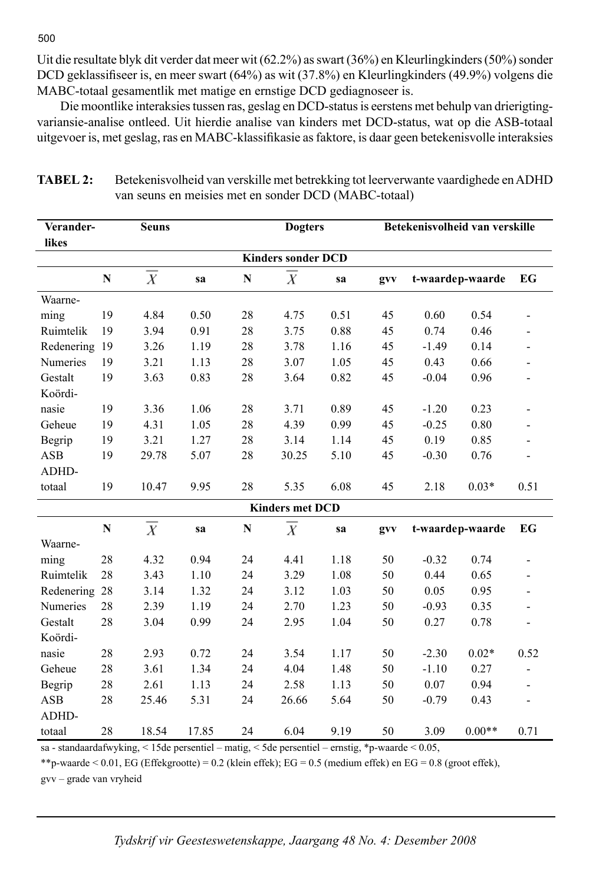Uit die resultate blyk dit verder dat meer wit (62.2%) as swart (36%) en Kleurlingkinders (50%) sonder DCD geklassifiseer is, en meer swart (64%) as wit (37.8%) en Kleurlingkinders (49.9%) volgens die MABC-totaal gesamentlik met matige en ernstige DCD gediagnoseer is.

Die moontlike interaksies tussen ras, geslag en DCD-status is eerstens met behulp van drierigting-variansie-analise ontleed. Uit hierdie analise van kinders met DCD-status, wat op die ASB-totaal uitgevoer is, met geslag, ras en MABC-klassifikasie as faktore, is daar geen betekenisvolle interaksies

**TABEL 2:** Betekenisvolheid van verskille met betrekking tot leerverwante vaardighede en ADHD van seuns en meisies met en sonder DCD (MABC-totaal)

| Veranderlikes | Seuns | | | Dogters | | | Betekenisvolheid van verskille | | | |
|---|---|---|---|---|---|---|---|---|---|---|
| | | | | **Kinders sonder DCD** | | | | | | |
| | N | $\overline{X}$ | sa | N | $\overline{X}$ | sa | gvv | t-waarde | p-waarde | EG |
| Waarneming | 19 | 4.84 | 0.50 | 28 | 4.75 | 0.51 | 45 | 0.60 | 0.54 | - |
| Ruimtelik | 19 | 3.94 | 0.91 | 28 | 3.75 | 0.88 | 45 | 0.74 | 0.46 | - |
| Redenering | 19 | 3.26 | 1.19 | 28 | 3.78 | 1.16 | 45 | -1.49 | 0.14 | - |
| Numeries | 19 | 3.21 | 1.13 | 28 | 3.07 | 1.05 | 45 | 0.43 | 0.66 | - |
| Gestalt | 19 | 3.63 | 0.83 | 28 | 3.64 | 0.82 | 45 | -0.04 | 0.96 | - |
| Koördinasie | 19 | 3.36 | 1.06 | 28 | 3.71 | 0.89 | 45 | -1.20 | 0.23 | - |
| Geheue | 19 | 4.31 | 1.05 | 28 | 4.39 | 0.99 | 45 | -0.25 | 0.80 | - |
| Begrip | 19 | 3.21 | 1.27 | 28 | 3.14 | 1.14 | 45 | 0.19 | 0.85 | - |
| ASB | 19 | 29.78 | 5.07 | 28 | 30.25 | 5.10 | 45 | -0.30 | 0.76 | - |
| ADHD-totaal | 19 | 10.47 | 9.95 | 28 | 5.35 | 6.08 | 45 | 2.18 | 0.03* | 0.51 |
| | | | | **Kinders met DCD** | | | | | | |
| | N | $\overline{X}$ | sa | N | $\overline{X}$ | sa | gvv | t-waarde | p-waarde | EG |
| Waarneming | 28 | 4.32 | 0.94 | 24 | 4.41 | 1.18 | 50 | -0.32 | 0.74 | - |
| Ruimtelik | 28 | 3.43 | 1.10 | 24 | 3.29 | 1.08 | 50 | 0.44 | 0.65 | - |
| Redenering | 28 | 3.14 | 1.32 | 24 | 3.12 | 1.03 | 50 | 0.05 | 0.95 | - |
| Numeries | 28 | 2.39 | 1.19 | 24 | 2.70 | 1.23 | 50 | -0.93 | 0.35 | - |
| Gestalt | 28 | 3.04 | 0.99 | 24 | 2.95 | 1.04 | 50 | 0.27 | 0.78 | - |
| Koördinasie | 28 | 2.93 | 0.72 | 24 | 3.54 | 1.17 | 50 | -2.30 | 0.02* | 0.52 |
| Geheue | 28 | 3.61 | 1.34 | 24 | 4.04 | 1.48 | 50 | -1.10 | 0.27 | - |
| Begrip | 28 | 2.61 | 1.13 | 24 | 2.58 | 1.13 | 50 | 0.07 | 0.94 | - |
| ASB | 28 | 25.46 | 5.31 | 24 | 26.66 | 5.64 | 50 | -0.79 | 0.43 | - |
| ADHD-totaal | 28 | 18.54 | 17.85 | 24 | 6.04 | 9.19 | 50 | 3.09 | 0.00** | 0.71 |

sa - standaardafwyking, < 15de persentiel – matig, < 5de persentiel – ernstig, *p-waarde < 0.05,

**p-waarde < 0.01, EG (Effekgrootte) = 0.2 (klein effek); EG = 0.5 (medium effek) en EG = 0.8 (groot effek),

gvv – grade van vryheid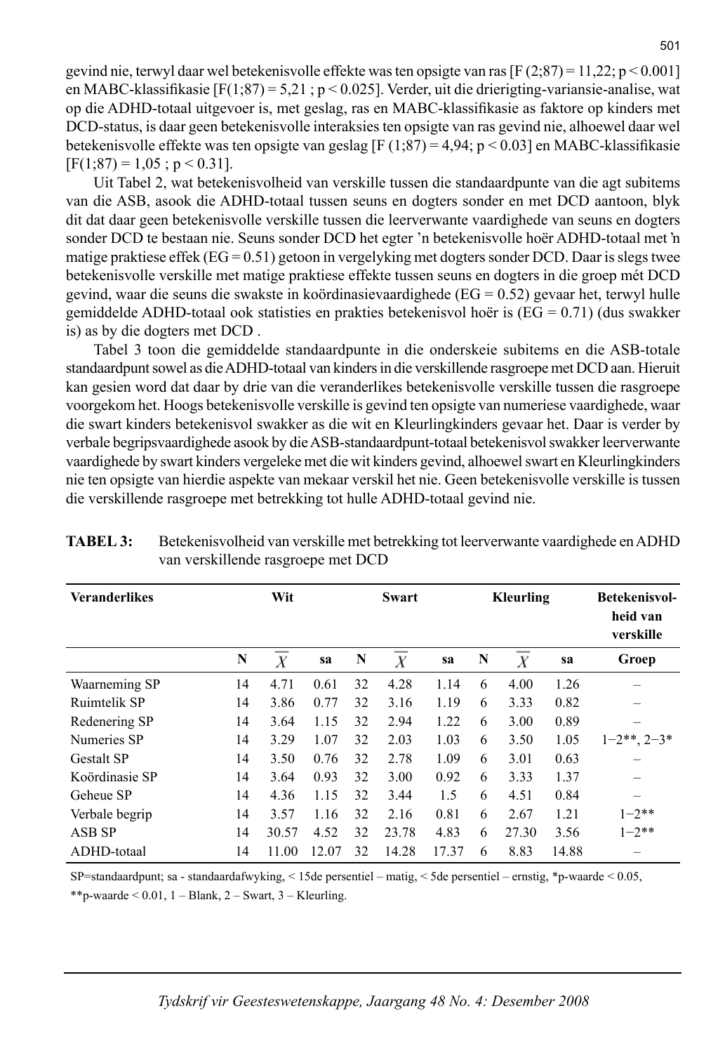gevind nie, terwyl daar wel betekenisvolle effekte was ten opsigte van ras [$F(2;87) = 11{,}22$; $p < 0.001$] en MABC-klassifikasie [$F(1;87) = 5{,}21$ ; $p < 0.025$]. Verder, uit die drierigting-variansie-analise, wat op die ADHD-totaal uitgevoer is, met geslag, ras en MABC-klassifikasie as faktore op kinders met DCD-status, is daar geen betekenisvolle interaksies ten opsigte van ras gevind nie, alhoewel daar wel betekenisvolle effekte was ten opsigte van geslag [$F(1;87) = 4{,}94$; $p < 0.03$] en MABC-klassifikasie [$F(1;87) = 1{,}05$ ; $p < 0.31$].

Uit Tabel 2, wat betekenisvolheid van verskille tussen die standaardpunte van die agt subitems van die ASB, asook die ADHD-totaal tussen seuns en dogters sonder en met DCD aantoon, blyk dit dat daar geen betekenisvolle verskille tussen die leerverwante vaardighede van seuns en dogters sonder DCD te bestaan nie. Seuns sonder DCD het egter ’n betekenisvolle hoër ADHD-totaal met ’n matige praktiese effek (EG = 0.51) getoon in vergelyking met dogters sonder DCD. Daar is slegs twee betekenisvolle verskille met matige praktiese effekte tussen seuns en dogters in die groep mét DCD gevind, waar die seuns die swakste in koördinasievaardighede (EG = 0.52) gevaar het, terwyl hulle gemiddelde ADHD-totaal ook statisties en prakties betekenisvol hoër is (EG = 0.71) (dus swakker is) as by die dogters met DCD .

Tabel 3 toon die gemiddelde standaardpunte in die onderskeie subitems en die ASB-totale standaardpunt sowel as die ADHD-totaal van kinders in die verskillende rasgroepe met DCD aan. Hieruit kan gesien word dat daar by drie van die veranderlikes betekenisvolle verskille tussen die rasgroepe voorgekom het. Hoogs betekenisvolle verskille is gevind ten opsigte van numeriese vaardighede, waar die swart kinders betekenisvol swakker as die wit en Kleurlingkinders gevaar het. Daar is verder by verbale begripsvaardighede asook by die ASB-standaardpunt-totaal betekenisvol swakker leerverwante vaardighede by swart kinders vergeleke met die wit kinders gevind, alhoewel swart en Kleurlingkinders nie ten opsigte van hierdie aspekte van mekaar verskil het nie. Geen betekenisvolle verskille is tussen die verskillende rasgroepe met betrekking tot hulle ADHD-totaal gevind nie.

**TABEL 3:** Betekenisvolheid van verskille met betrekking tot leerverwante vaardighede en ADHD van verskillende rasgroepe met DCD

| **Veranderlikes** | **Wit** | | | **Swart** | | | **Kleurling** | | | **Betekenisvolheid van verskille** |
|---|---|---|---|---|---|---|---|---|---|---|
| | **N** | $\overline{X}$ | **sa** | **N** | $\overline{X}$ | **sa** | **N** | $\overline{X}$ | **sa** | **Groep** |
| Waarneming SP | 14 | 4.71 | 0.61 | 32 | 4.28 | 1.14 | 6 | 4.00 | 1.26 | – |
| Ruimtelik SP | 14 | 3.86 | 0.77 | 32 | 3.16 | 1.19 | 6 | 3.33 | 0.82 | – |
| Redenering SP | 14 | 3.64 | 1.15 | 32 | 2.94 | 1.22 | 6 | 3.00 | 0.89 | – |
| Numeries SP | 14 | 3.29 | 1.07 | 32 | 2.03 | 1.03 | 6 | 3.50 | 1.05 | 1−2**, 2−3* |
| Gestalt SP | 14 | 3.50 | 0.76 | 32 | 2.78 | 1.09 | 6 | 3.01 | 0.63 | – |
| Koördinasie SP | 14 | 3.64 | 0.93 | 32 | 3.00 | 0.92 | 6 | 3.33 | 1.37 | – |
| Geheue SP | 14 | 4.36 | 1.15 | 32 | 3.44 | 1.5 | 6 | 4.51 | 0.84 | – |
| Verbale begrip | 14 | 3.57 | 1.16 | 32 | 2.16 | 0.81 | 6 | 2.67 | 1.21 | 1−2** |
| ASB SP | 14 | 30.57 | 4.52 | 32 | 23.78 | 4.83 | 6 | 27.30 | 3.56 | 1−2** |
| ADHD-totaal | 14 | 11.00 | 12.07 | 32 | 14.28 | 17.37 | 6 | 8.83 | 14.88 | – |

SP=standaardpunt; sa - standaardafwyking, < 15de persentiel – matig, < 5de persentiel – ernstig, *p-waarde < 0.05, **p-waarde < 0.01, 1 – Blank, 2 – Swart, 3 – Kleurling.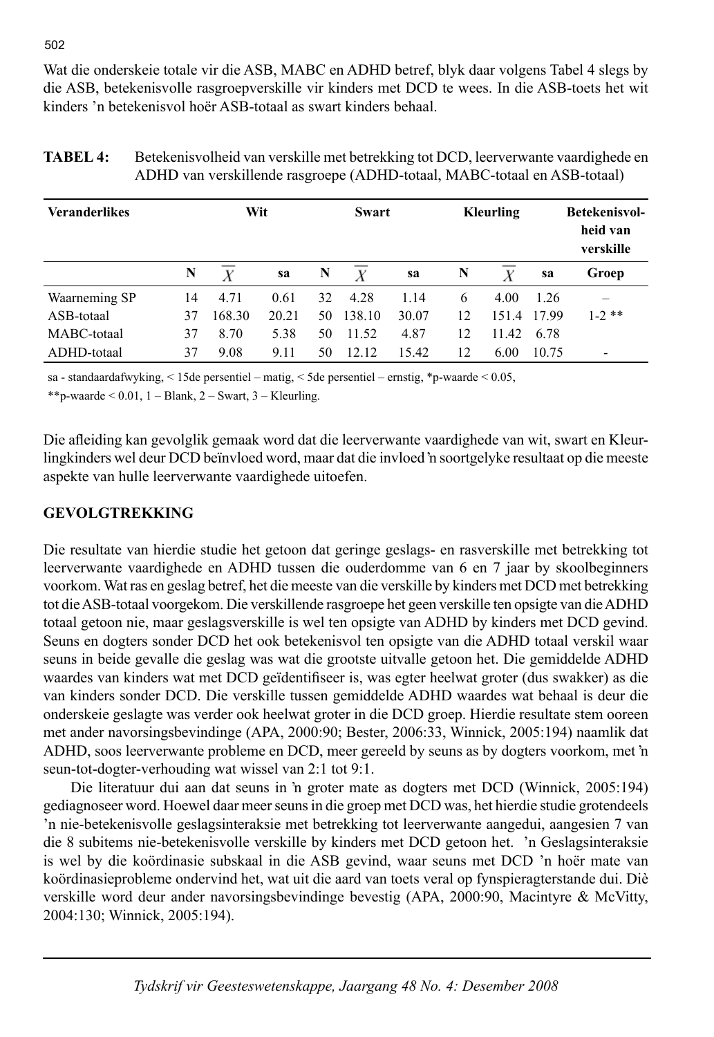Wat die onderskeie totale vir die ASB, MABC en ADHD betref, blyk daar volgens Tabel 4 slegs by die ASB, betekenisvolle rasgroepverskille vir kinders met DCD te wees. In die ASB-toets het wit kinders 'n betekenisvol hoër ASB-totaal as swart kinders behaal.

**TABEL 4:** Betekenisvolheid van verskille met betrekking tot DCD, leerverwante vaardighede en ADHD van verskillende rasgroepe (ADHD-totaal, MABC-totaal en ASB-totaal)

| Veranderlikes | Wit | | | Swart | | | Kleurling | | | Betekenisvolheid van verskille |
|---|---|---|---|---|---|---|---|---|---|---|
| | N | $\overline{X}$ | sa | N | $\overline{X}$ | sa | N | $\overline{X}$ | sa | Groep |
| Waarneming SP | 14 | 4.71 | 0.61 | 32 | 4.28 | 1.14 | 6 | 4.00 | 1.26 | – |
| ASB-totaal | 37 | 168.30 | 20.21 | 50 | 138.10 | 30.07 | 12 | 151.4 | 17.99 | 1-2 ** |
| MABC-totaal | 37 | 8.70 | 5.38 | 50 | 11.52 | 4.87 | 12 | 11.42 | 6.78 | |
| ADHD-totaal | 37 | 9.08 | 9.11 | 50 | 12.12 | 15.42 | 12 | 6.00 | 10.75 | - |

sa - standaardafwyking, < 15de persentiel – matig, < 5de persentiel – ernstig, *p-waarde < 0.05,

**p-waarde < 0.01, 1 – Blank, 2 – Swart, 3 – Kleurling.

Die afleiding kan gevolglik gemaak word dat die leerverwante vaardighede van wit, swart en Kleurlingkinders wel deur DCD beïnvloed word, maar dat die invloed 'n soortgelyke resultaat op die meeste aspekte van hulle leerverwante vaardighede uitoefen.

## GEVOLGTREKKING

Die resultate van hierdie studie het getoon dat geringe geslags- en rasverskille met betrekking tot leerverwante vaardighede en ADHD tussen die ouderdomme van 6 en 7 jaar by skoolbeginners voorkom. Wat ras en geslag betref, het die meeste van die verskille by kinders met DCD met betrekking tot die ASB-totaal voorgekom. Die verskillende rasgroepe het geen verskille ten opsigte van die ADHD totaal getoon nie, maar geslagsverskille is wel ten opsigte van ADHD by kinders met DCD gevind. Seuns en dogters sonder DCD het ook betekenisvol ten opsigte van die ADHD totaal verskil waar seuns in beide gevalle die geslag was wat die grootste uitvalle getoon het. Die gemiddelde ADHD waardes van kinders wat met DCD geïdentifiseer is, was egter heelwat groter (dus swakker) as die van kinders sonder DCD. Die verskille tussen gemiddelde ADHD waardes wat behaal is deur die onderskeie geslagte was verder ook heelwat groter in die DCD groep. Hierdie resultate stem ooreen met ander navorsingsbevindinge (APA, 2000:90; Bester, 2006:33, Winnick, 2005:194) naamlik dat ADHD, soos leerverwante probleme en DCD, meer gereeld by seuns as by dogters voorkom, met 'n seun-tot-dogter-verhouding wat wissel van 2:1 tot 9:1.

Die literatuur dui aan dat seuns in 'n groter mate as dogters met DCD (Winnick, 2005:194) gediagnoseer word. Hoewel daar meer seuns in die groep met DCD was, het hierdie studie grotendeels 'n nie-betekenisvolle geslagsinteraksie met betrekking tot leerverwante aangedui, aangesien 7 van die 8 subitems nie-betekenisvolle verskille by kinders met DCD getoon het. 'n Geslagsinteraksie is wel by die koördinasie subskaal in die ASB gevind, waar seuns met DCD 'n hoër mate van koördinasieprobleme ondervind het, wat uit die aard van toets veral op fynspieragterstande dui. Diè verskille word deur ander navorsingsbevindinge bevestig (APA, 2000:90, Macintyre & McVitty, 2004:130; Winnick, 2005:194).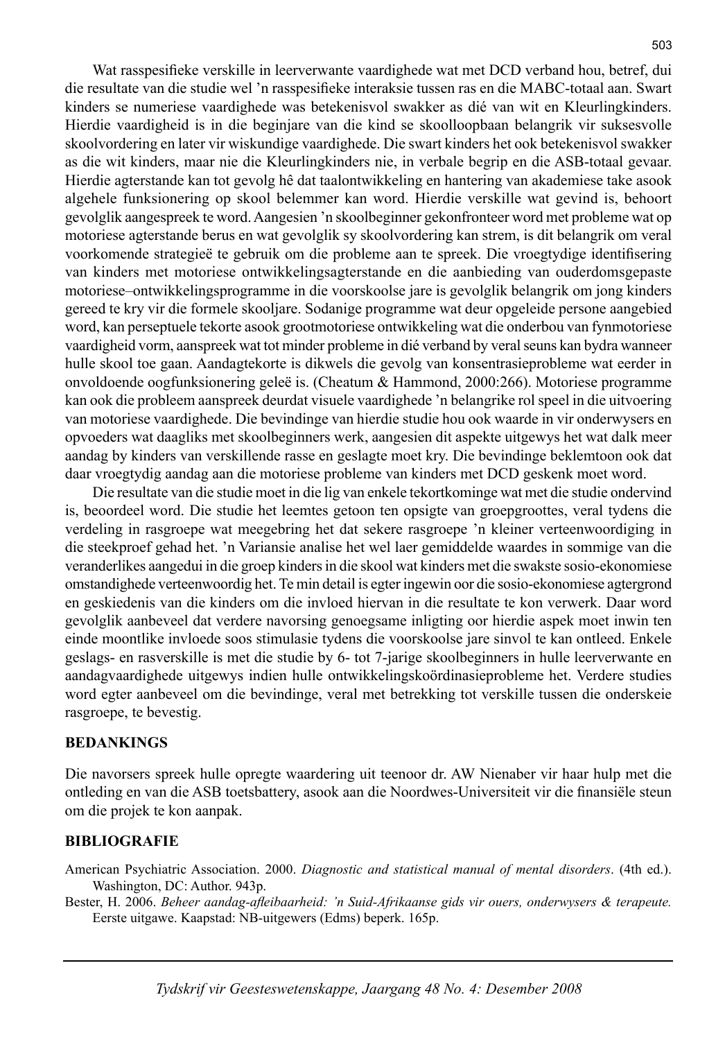Wat rasspesifieke verskille in leerverwante vaardighede wat met DCD verband hou, betref, dui die resultate van die studie wel 'n rasspesifieke interaksie tussen ras en die MABC-totaal aan. Swart kinders se numeriese vaardighede was betekenisvol swakker as dié van wit en Kleurlingkinders. Hierdie vaardigheid is in die beginjare van die kind se skoolloopbaan belangrik vir suksesvolle skoolvordering en later vir wiskundige vaardighede. Die swart kinders het ook betekenisvol swakker as die wit kinders, maar nie die Kleurlingkinders nie, in verbale begrip en die ASB-totaal gevaar. Hierdie agterstande kan tot gevolg hê dat taalontwikkeling en hantering van akademiese take asook algehele funksionering op skool belemmer kan word. Hierdie verskille wat gevind is, behoort gevolglik aangespreek te word. Aangesien 'n skoolbeginner gekonfronteer word met probleme wat op motoriese agterstande berus en wat gevolglik sy skoolvordering kan strem, is dit belangrik om veral voorkomende strategieë te gebruik om die probleme aan te spreek. Die vroegtydige identifisering van kinders met motoriese ontwikkelingsagterstande en die aanbieding van ouderdomsgepaste motoriese–ontwikkelingsprogramme in die voorskoolse jare is gevolglik belangrik om jong kinders gereed te kry vir die formele skooljare. Sodanige programme wat deur opgeleide persone aangebied word, kan perseptuele tekorte asook grootmotoriese ontwikkeling wat die onderbou van fynmotoriese vaardigheid vorm, aanspreek wat tot minder probleme in dié verband by veral seuns kan bydra wanneer hulle skool toe gaan. Aandagtekorte is dikwels die gevolg van konsentrasieprobleme wat eerder in onvoldoende oogfunksionering geleë is. (Cheatum & Hammond, 2000:266). Motoriese programme kan ook die probleem aanspreek deurdat visuele vaardighede 'n belangrike rol speel in die uitvoering van motoriese vaardighede. Die bevindinge van hierdie studie hou ook waarde in vir onderwysers en opvoeders wat daagliks met skoolbeginners werk, aangesien dit aspekte uitgewys het wat dalk meer aandag by kinders van verskillende rasse en geslagte moet kry. Die bevindinge beklemtoon ook dat daar vroegtydig aandag aan die motoriese probleme van kinders met DCD geskenk moet word.

Die resultate van die studie moet in die lig van enkele tekortkominge wat met die studie ondervind is, beoordeel word. Die studie het leemtes getoon ten opsigte van groepgroottes, veral tydens die verdeling in rasgroepe wat meegebring het dat sekere rasgroepe 'n kleiner verteenwoordiging in die steekproef gehad het. 'n Variansie analise het wel laer gemiddelde waardes in sommige van die veranderlikes aangedui in die groep kinders in die skool wat kinders met die swakste sosio-ekonomiese omstandighede verteenwoordig het. Te min detail is egter ingewin oor die sosio-ekonomiese agtergrond en geskiedenis van die kinders om die invloed hiervan in die resultate te kon verwerk. Daar word gevolglik aanbeveel dat verdere navorsing genoegsame inligting oor hierdie aspek moet inwin ten einde moontlike invloede soos stimulasie tydens die voorskoolse jare sinvol te kan ontleed. Enkele geslags- en rasverskille is met die studie by 6- tot 7-jarige skoolbeginners in hulle leerverwante en aandagvaardighede uitgewys indien hulle ontwikkelingskoördinasieprobleme het. Verdere studies word egter aanbeveel om die bevindinge, veral met betrekking tot verskille tussen die onderskeie rasgroepe, te bevestig.

## BEDANKINGS

Die navorsers spreek hulle opregte waardering uit teenoor dr. AW Nienaber vir haar hulp met die ontleding en van die ASB toetsbattery, asook aan die Noordwes-Universiteit vir die finansiële steun om die projek te kon aanpak.

## BIBLIOGRAFIE

American Psychiatric Association. 2000. *Diagnostic and statistical manual of mental disorders*. (4th ed.). Washington, DC: Author. 943p.

Bester, H. 2006. *Beheer aandag-afleibaarheid: 'n Suid-Afrikaanse gids vir ouers, onderwysers & terapeute.* Eerste uitgawe. Kaapstad: NB-uitgewers (Edms) beperk. 165p.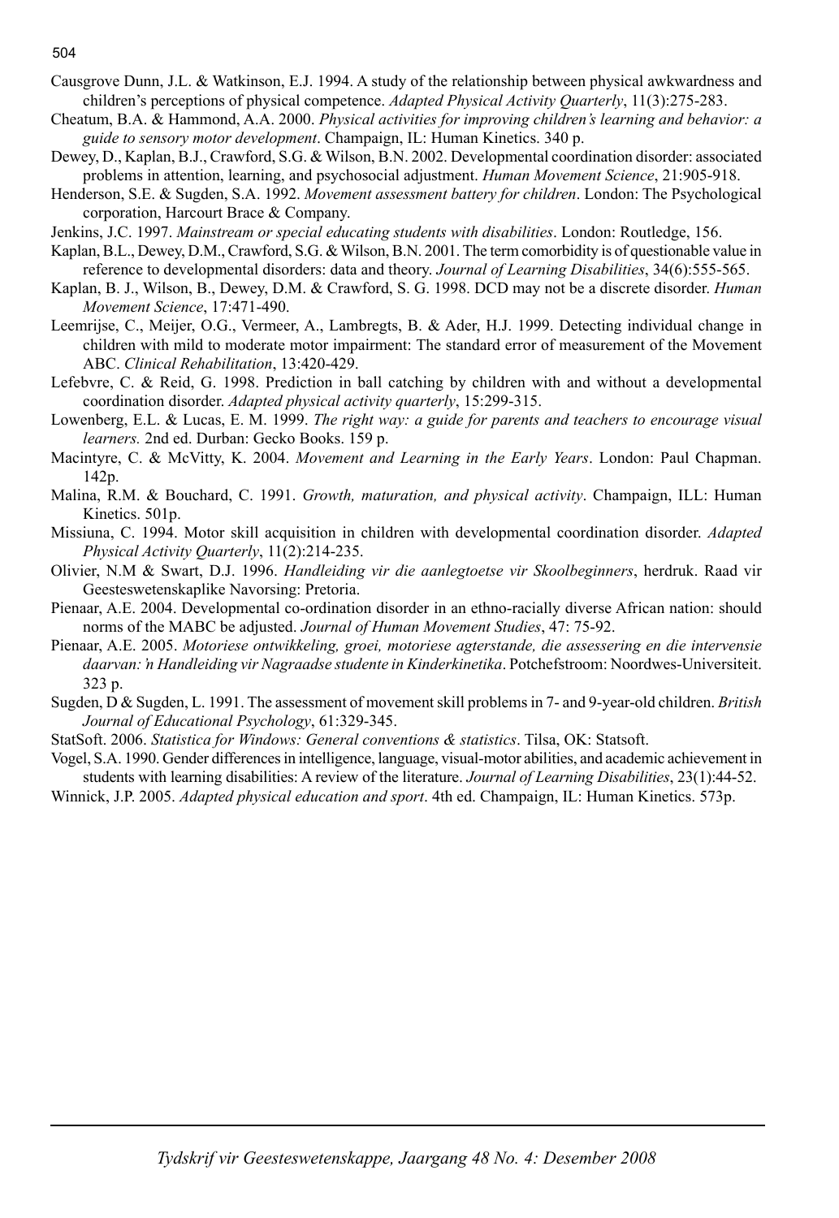Causgrove Dunn, J.L. & Watkinson, E.J. 1994. A study of the relationship between physical awkwardness and children's perceptions of physical competence. *Adapted Physical Activity Quarterly*, 11(3):275-283.

Cheatum, B.A. & Hammond, A.A. 2000. *Physical activities for improving children's learning and behavior: a guide to sensory motor development*. Champaign, IL: Human Kinetics. 340 p.

Dewey, D., Kaplan, B.J., Crawford, S.G. & Wilson, B.N. 2002. Developmental coordination disorder: associated problems in attention, learning, and psychosocial adjustment. *Human Movement Science*, 21:905-918.

Henderson, S.E. & Sugden, S.A. 1992. *Movement assessment battery for children*. London: The Psychological corporation, Harcourt Brace & Company.

Jenkins, J.C. 1997. *Mainstream or special educating students with disabilities*. London: Routledge, 156.

Kaplan, B.L., Dewey, D.M., Crawford, S.G. & Wilson, B.N. 2001. The term comorbidity is of questionable value in reference to developmental disorders: data and theory. *Journal of Learning Disabilities*, 34(6):555-565.

Kaplan, B. J., Wilson, B., Dewey, D.M. & Crawford, S. G. 1998. DCD may not be a discrete disorder. *Human Movement Science*, 17:471-490.

Leemrijse, C., Meijer, O.G., Vermeer, A., Lambregts, B. & Ader, H.J. 1999. Detecting individual change in children with mild to moderate motor impairment: The standard error of measurement of the Movement ABC. *Clinical Rehabilitation*, 13:420-429.

Lefebvre, C. & Reid, G. 1998. Prediction in ball catching by children with and without a developmental coordination disorder. *Adapted physical activity quarterly*, 15:299-315.

Lowenberg, E.L. & Lucas, E. M. 1999. *The right way: a guide for parents and teachers to encourage visual learners.* 2nd ed. Durban: Gecko Books. 159 p.

Macintyre, C. & McVitty, K. 2004. *Movement and Learning in the Early Years*. London: Paul Chapman. 142p.

Malina, R.M. & Bouchard, C. 1991. *Growth, maturation, and physical activity*. Champaign, ILL: Human Kinetics. 501p.

Missiuna, C. 1994. Motor skill acquisition in children with developmental coordination disorder. *Adapted Physical Activity Quarterly*, 11(2):214-235.

Olivier, N.M & Swart, D.J. 1996. *Handleiding vir die aanlegtoetse vir Skoolbeginners*, herdruk. Raad vir Geesteswetenskaplike Navorsing: Pretoria.

Pienaar, A.E. 2004. Developmental co-ordination disorder in an ethno-racially diverse African nation: should norms of the MABC be adjusted. *Journal of Human Movement Studies*, 47: 75-92.

Pienaar, A.E. 2005. *Motoriese ontwikkeling, groei, motoriese agterstande, die assessering en die intervensie daarvan: 'n Handleiding vir Nagraadse studente in Kinderkinetika*. Potchefstroom: Noordwes-Universiteit. 323 p.

Sugden, D & Sugden, L. 1991. The assessment of movement skill problems in 7- and 9-year-old children. *British Journal of Educational Psychology*, 61:329-345.

StatSoft. 2006. *Statistica for Windows: General conventions & statistics*. Tilsa, OK: Statsoft.

Vogel, S.A. 1990. Gender differences in intelligence, language, visual-motor abilities, and academic achievement in students with learning disabilities: A review of the literature. *Journal of Learning Disabilities*, 23(1):44-52.

Winnick, J.P. 2005. *Adapted physical education and sport*. 4th ed. Champaign, IL: Human Kinetics. 573p.